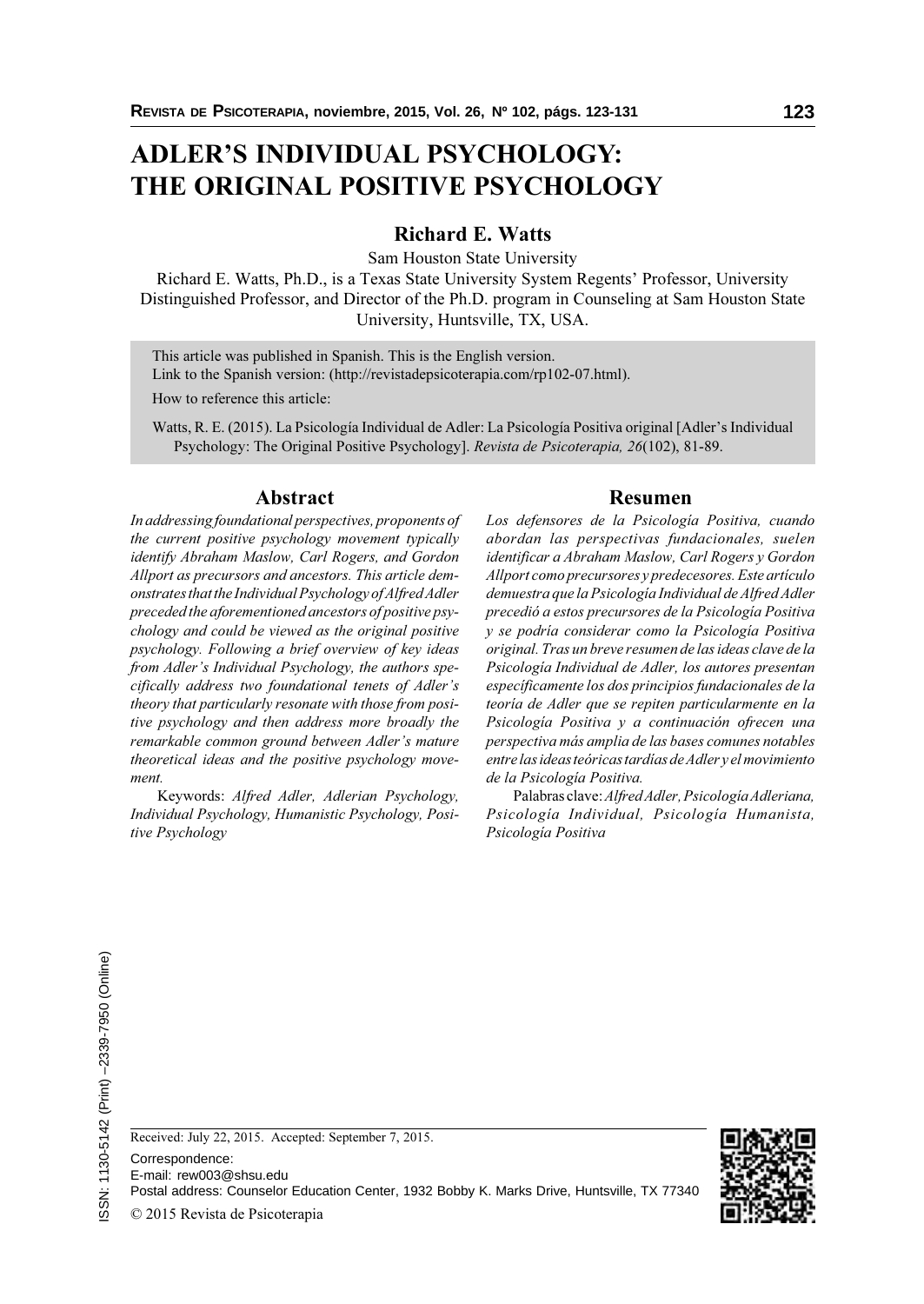# ADLER'S INDIVIDUAL PSYCHOLOGY: THE ORIGINAL POSITIVE PSYCHOLOGY

**Richard E. Watts**

Sam Houston State University

Richard E. Watts, Ph.D., is a Texas State University System Regents' Professor, University Distinguished Professor, and Director of the Ph.D. program in Counseling at Sam Houston State University, Huntsville, TX, USA.

This article was published in Spanish. This is the English version.
Link to the Spanish version: (http://revistadepsicoterapia.com/rp102-07.html).

How to reference this article:

Watts, R. E. (2015). La Psicología Individual de Adler: La Psicología Positiva original [Adler's Individual Psychology: The Original Positive Psychology]. *Revista de Psicoterapia, 26*(102), 81-89.

## Abstract

*In addressing foundational perspectives, proponents of the current positive psychology movement typically identify Abraham Maslow, Carl Rogers, and Gordon Allport as precursors and ancestors. This article demonstrates that the Individual Psychology of Alfred Adler preceded the aforementioned ancestors of positive psychology and could be viewed as the original positive psychology. Following a brief overview of key ideas from Adler's Individual Psychology, the authors specifically address two foundational tenets of Adler's theory that particularly resonate with those from positive psychology and then address more broadly the remarkable common ground between Adler's mature theoretical ideas and the positive psychology movement.*

Keywords: *Alfred Adler, Adlerian Psychology, Individual Psychology, Humanistic Psychology, Positive Psychology*

## Resumen

*Los defensores de la Psicología Positiva, cuando abordan las perspectivas fundacionales, suelen identificar a Abraham Maslow, Carl Rogers y Gordon Allport como precursores y predecesores. Este artículo demuestra que la Psicología Individual de Alfred Adler precedió a estos precursores de la Psicología Positiva y se podría considerar como la Psicología Positiva original. Tras un breve resumen de las ideas clave de la Psicología Individual de Adler, los autores presentan específicamente los dos principios fundacionales de la teoría de Adler que se repiten particularmente en la Psicología Positiva y a continuación ofrecen una perspectiva más amplia de las bases comunes notables entre las ideas teóricas tardías de Adler y el movimiento de la Psicología Positiva.*

Palabras clave: *Alfred Adler, Psicología Adleriana, Psicología Individual, Psicología Humanista, Psicología Positiva*

Received: July 22, 2015. Accepted: September 7, 2015.

Correspondence:
E-mail: rew003@shsu.edu
Postal address: Counselor Education Center, 1932 Bobby K. Marks Drive, Huntsville, TX 77340

© 2015 Revista de Psicoterapia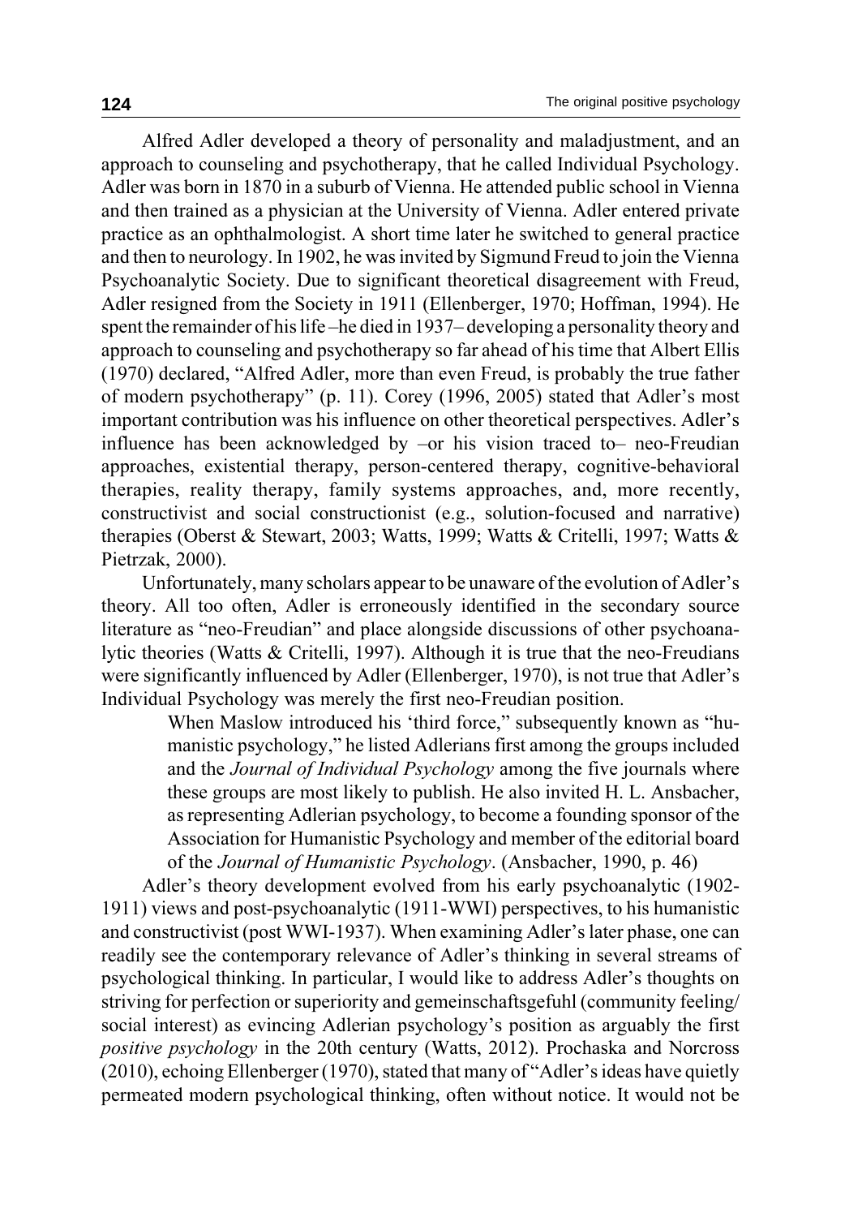Alfred Adler developed a theory of personality and maladjustment, and an approach to counseling and psychotherapy, that he called Individual Psychology. Adler was born in 1870 in a suburb of Vienna. He attended public school in Vienna and then trained as a physician at the University of Vienna. Adler entered private practice as an ophthalmologist. A short time later he switched to general practice and then to neurology. In 1902, he was invited by Sigmund Freud to join the Vienna Psychoanalytic Society. Due to significant theoretical disagreement with Freud, Adler resigned from the Society in 1911 (Ellenberger, 1970; Hoffman, 1994). He spent the remainder of his life –he died in 1937– developing a personality theory and approach to counseling and psychotherapy so far ahead of his time that Albert Ellis (1970) declared, "Alfred Adler, more than even Freud, is probably the true father of modern psychotherapy" (p. 11). Corey (1996, 2005) stated that Adler's most important contribution was his influence on other theoretical perspectives. Adler's influence has been acknowledged by –or his vision traced to– neo-Freudian approaches, existential therapy, person-centered therapy, cognitive-behavioral therapies, reality therapy, family systems approaches, and, more recently, constructivist and social constructionist (e.g., solution-focused and narrative) therapies (Oberst & Stewart, 2003; Watts, 1999; Watts & Critelli, 1997; Watts & Pietrzak, 2000).

Unfortunately, many scholars appear to be unaware of the evolution of Adler's theory. All too often, Adler is erroneously identified in the secondary source literature as "neo-Freudian" and place alongside discussions of other psychoanalytic theories (Watts & Critelli, 1997). Although it is true that the neo-Freudians were significantly influenced by Adler (Ellenberger, 1970), is not true that Adler's Individual Psychology was merely the first neo-Freudian position.

> When Maslow introduced his 'third force," subsequently known as "humanistic psychology," he listed Adlerians first among the groups included and the *Journal of Individual Psychology* among the five journals where these groups are most likely to publish. He also invited H. L. Ansbacher, as representing Adlerian psychology, to become a founding sponsor of the Association for Humanistic Psychology and member of the editorial board of the *Journal of Humanistic Psychology*. (Ansbacher, 1990, p. 46)

Adler's theory development evolved from his early psychoanalytic (1902-1911) views and post-psychoanalytic (1911-WWI) perspectives, to his humanistic and constructivist (post WWI-1937). When examining Adler's later phase, one can readily see the contemporary relevance of Adler's thinking in several streams of psychological thinking. In particular, I would like to address Adler's thoughts on striving for perfection or superiority and gemeinschaftsgefuhl (community feeling/social interest) as evincing Adlerian psychology's position as arguably the first *positive psychology* in the 20th century (Watts, 2012). Prochaska and Norcross (2010), echoing Ellenberger (1970), stated that many of "Adler's ideas have quietly permeated modern psychological thinking, often without notice. It would not be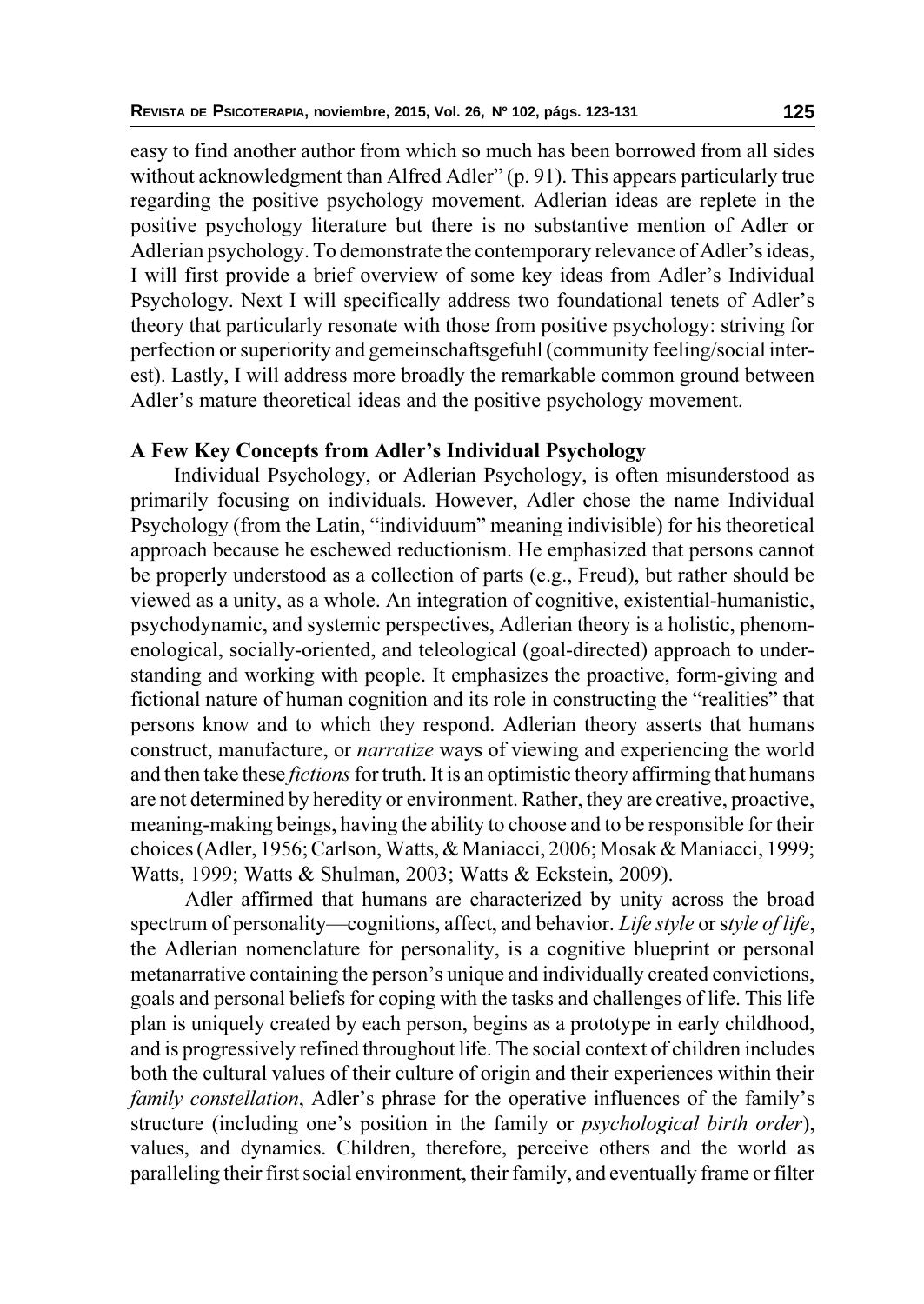easy to find another author from which so much has been borrowed from all sides without acknowledgment than Alfred Adler" (p. 91). This appears particularly true regarding the positive psychology movement. Adlerian ideas are replete in the positive psychology literature but there is no substantive mention of Adler or Adlerian psychology. To demonstrate the contemporary relevance of Adler's ideas, I will first provide a brief overview of some key ideas from Adler's Individual Psychology. Next I will specifically address two foundational tenets of Adler's theory that particularly resonate with those from positive psychology: striving for perfection or superiority and gemeinschaftsgefuhl (community feeling/social interest). Lastly, I will address more broadly the remarkable common ground between Adler's mature theoretical ideas and the positive psychology movement.

## A Few Key Concepts from Adler's Individual Psychology

Individual Psychology, or Adlerian Psychology, is often misunderstood as primarily focusing on individuals. However, Adler chose the name Individual Psychology (from the Latin, "individuum" meaning indivisible) for his theoretical approach because he eschewed reductionism. He emphasized that persons cannot be properly understood as a collection of parts (e.g., Freud), but rather should be viewed as a unity, as a whole. An integration of cognitive, existential-humanistic, psychodynamic, and systemic perspectives, Adlerian theory is a holistic, phenomenological, socially-oriented, and teleological (goal-directed) approach to understanding and working with people. It emphasizes the proactive, form-giving and fictional nature of human cognition and its role in constructing the "realities" that persons know and to which they respond. Adlerian theory asserts that humans construct, manufacture, or *narratize* ways of viewing and experiencing the world and then take these *fictions* for truth. It is an optimistic theory affirming that humans are not determined by heredity or environment. Rather, they are creative, proactive, meaning-making beings, having the ability to choose and to be responsible for their choices (Adler, 1956; Carlson, Watts, & Maniacci, 2006; Mosak & Maniacci, 1999; Watts, 1999; Watts & Shulman, 2003; Watts & Eckstein, 2009).

Adler affirmed that humans are characterized by unity across the broad spectrum of personality—cognitions, affect, and behavior. *Life style* or s*tyle of life*, the Adlerian nomenclature for personality, is a cognitive blueprint or personal metanarrative containing the person's unique and individually created convictions, goals and personal beliefs for coping with the tasks and challenges of life. This life plan is uniquely created by each person, begins as a prototype in early childhood, and is progressively refined throughout life. The social context of children includes both the cultural values of their culture of origin and their experiences within their *family constellation*, Adler's phrase for the operative influences of the family's structure (including one's position in the family or *psychological birth order*), values, and dynamics. Children, therefore, perceive others and the world as paralleling their first social environment, their family, and eventually frame or filter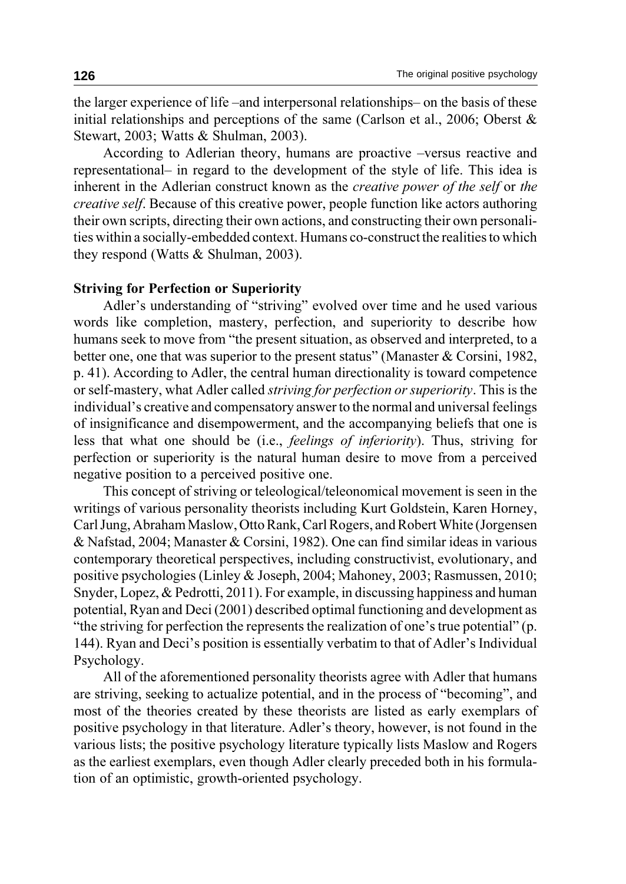the larger experience of life –and interpersonal relationships– on the basis of these initial relationships and perceptions of the same (Carlson et al., 2006; Oberst & Stewart, 2003; Watts & Shulman, 2003).

According to Adlerian theory, humans are proactive –versus reactive and representational– in regard to the development of the style of life. This idea is inherent in the Adlerian construct known as the *creative power of the self* or *the creative self*. Because of this creative power, people function like actors authoring their own scripts, directing their own actions, and constructing their own personalities within a socially-embedded context. Humans co-construct the realities to which they respond (Watts & Shulman, 2003).

**Striving for Perfection or Superiority**

Adler's understanding of "striving" evolved over time and he used various words like completion, mastery, perfection, and superiority to describe how humans seek to move from "the present situation, as observed and interpreted, to a better one, one that was superior to the present status" (Manaster & Corsini, 1982, p. 41). According to Adler, the central human directionality is toward competence or self-mastery, what Adler called *striving for perfection or superiority*. This is the individual's creative and compensatory answer to the normal and universal feelings of insignificance and disempowerment, and the accompanying beliefs that one is less that what one should be (i.e., *feelings of inferiority*). Thus, striving for perfection or superiority is the natural human desire to move from a perceived negative position to a perceived positive one.

This concept of striving or teleological/teleonomical movement is seen in the writings of various personality theorists including Kurt Goldstein, Karen Horney, Carl Jung, Abraham Maslow, Otto Rank, Carl Rogers, and Robert White (Jorgensen & Nafstad, 2004; Manaster & Corsini, 1982). One can find similar ideas in various contemporary theoretical perspectives, including constructivist, evolutionary, and positive psychologies (Linley & Joseph, 2004; Mahoney, 2003; Rasmussen, 2010; Snyder, Lopez, & Pedrotti, 2011). For example, in discussing happiness and human potential, Ryan and Deci (2001) described optimal functioning and development as "the striving for perfection the represents the realization of one's true potential" (p. 144). Ryan and Deci's position is essentially verbatim to that of Adler's Individual Psychology.

All of the aforementioned personality theorists agree with Adler that humans are striving, seeking to actualize potential, and in the process of "becoming", and most of the theories created by these theorists are listed as early exemplars of positive psychology in that literature. Adler's theory, however, is not found in the various lists; the positive psychology literature typically lists Maslow and Rogers as the earliest exemplars, even though Adler clearly preceded both in his formulation of an optimistic, growth-oriented psychology.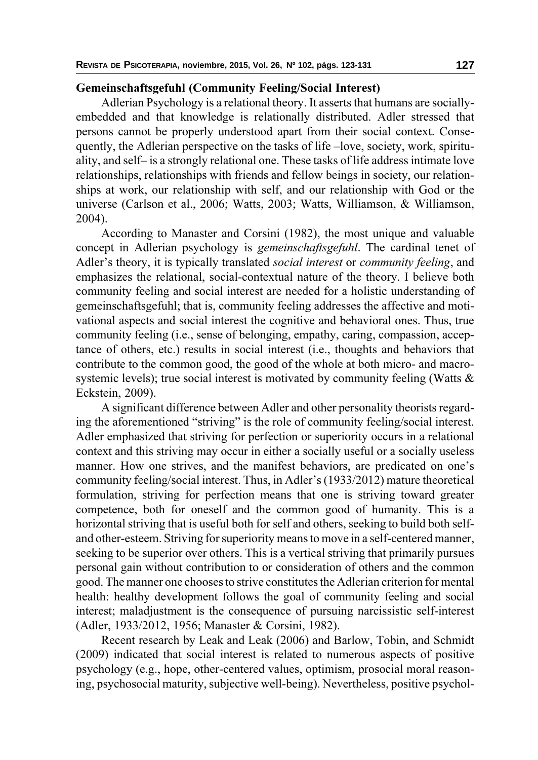### Gemeinschaftsgefuhl (Community Feeling/Social Interest)

Adlerian Psychology is a relational theory. It asserts that humans are socially-embedded and that knowledge is relationally distributed. Adler stressed that persons cannot be properly understood apart from their social context. Consequently, the Adlerian perspective on the tasks of life –love, society, work, spirituality, and self– is a strongly relational one. These tasks of life address intimate love relationships, relationships with friends and fellow beings in society, our relationships at work, our relationship with self, and our relationship with God or the universe (Carlson et al., 2006; Watts, 2003; Watts, Williamson, & Williamson, 2004).

According to Manaster and Corsini (1982), the most unique and valuable concept in Adlerian psychology is *gemeinschaftsgefuhl*. The cardinal tenet of Adler's theory, it is typically translated *social interest* or *community feeling*, and emphasizes the relational, social-contextual nature of the theory. I believe both community feeling and social interest are needed for a holistic understanding of gemeinschaftsgefuhl; that is, community feeling addresses the affective and motivational aspects and social interest the cognitive and behavioral ones. Thus, true community feeling (i.e., sense of belonging, empathy, caring, compassion, acceptance of others, etc.) results in social interest (i.e., thoughts and behaviors that contribute to the common good, the good of the whole at both micro- and macro-systemic levels); true social interest is motivated by community feeling (Watts & Eckstein, 2009).

A significant difference between Adler and other personality theorists regarding the aforementioned "striving" is the role of community feeling/social interest. Adler emphasized that striving for perfection or superiority occurs in a relational context and this striving may occur in either a socially useful or a socially useless manner. How one strives, and the manifest behaviors, are predicated on one's community feeling/social interest. Thus, in Adler's (1933/2012) mature theoretical formulation, striving for perfection means that one is striving toward greater competence, both for oneself and the common good of humanity. This is a horizontal striving that is useful both for self and others, seeking to build both self- and other-esteem. Striving for superiority means to move in a self-centered manner, seeking to be superior over others. This is a vertical striving that primarily pursues personal gain without contribution to or consideration of others and the common good. The manner one chooses to strive constitutes the Adlerian criterion for mental health: healthy development follows the goal of community feeling and social interest; maladjustment is the consequence of pursuing narcissistic self-interest (Adler, 1933/2012, 1956; Manaster & Corsini, 1982).

Recent research by Leak and Leak (2006) and Barlow, Tobin, and Schmidt (2009) indicated that social interest is related to numerous aspects of positive psychology (e.g., hope, other-centered values, optimism, prosocial moral reasoning, psychosocial maturity, subjective well-being). Nevertheless, positive psychol-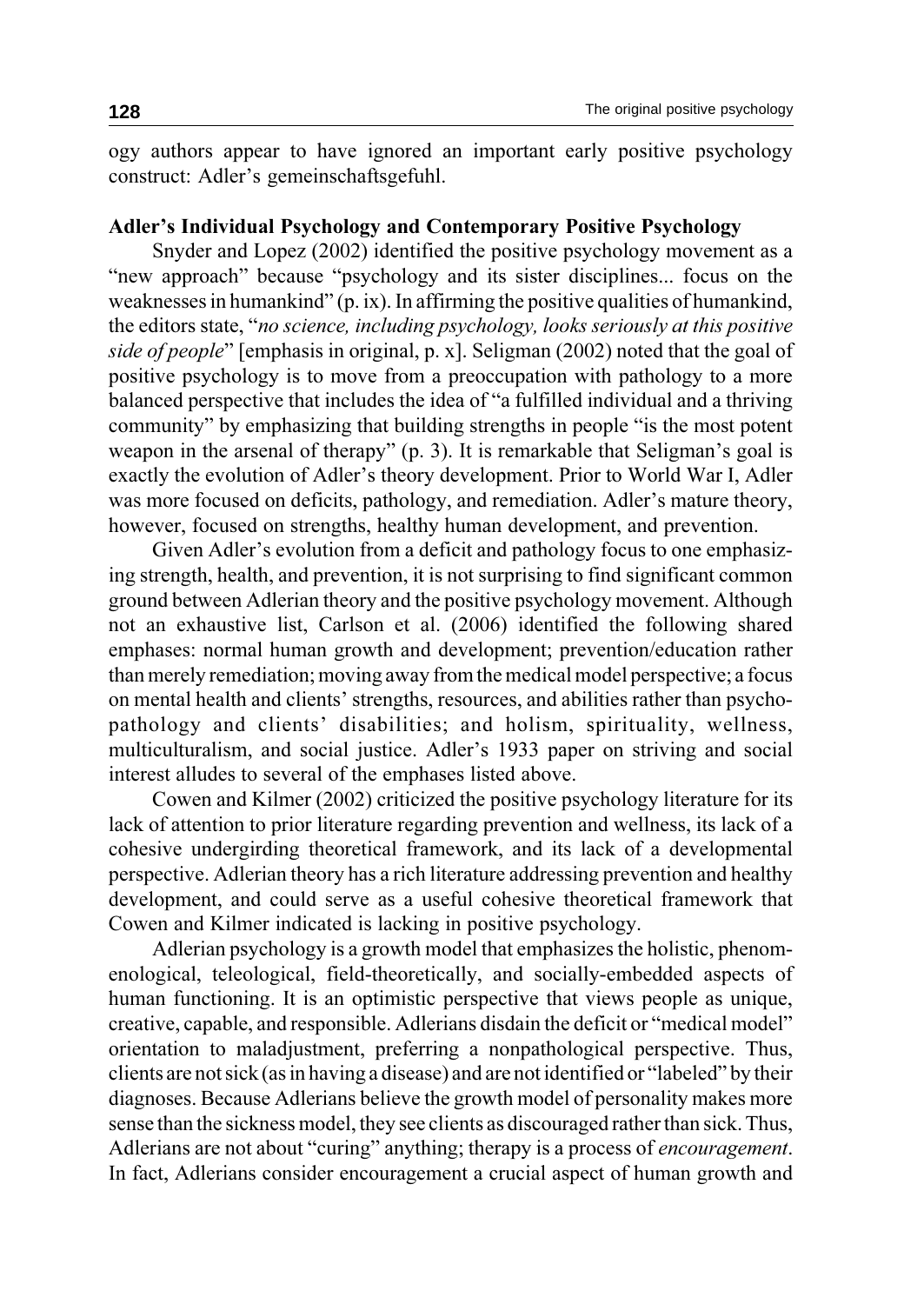ogy authors appear to have ignored an important early positive psychology construct: Adler's gemeinschaftsgefuhl.

## Adler's Individual Psychology and Contemporary Positive Psychology

Snyder and Lopez (2002) identified the positive psychology movement as a "new approach" because "psychology and its sister disciplines... focus on the weaknesses in humankind" (p. ix). In affirming the positive qualities of humankind, the editors state, "*no science, including psychology, looks seriously at this positive side of people*" [emphasis in original, p. x]. Seligman (2002) noted that the goal of positive psychology is to move from a preoccupation with pathology to a more balanced perspective that includes the idea of "a fulfilled individual and a thriving community" by emphasizing that building strengths in people "is the most potent weapon in the arsenal of therapy" (p. 3). It is remarkable that Seligman's goal is exactly the evolution of Adler's theory development. Prior to World War I, Adler was more focused on deficits, pathology, and remediation. Adler's mature theory, however, focused on strengths, healthy human development, and prevention.

Given Adler's evolution from a deficit and pathology focus to one emphasizing strength, health, and prevention, it is not surprising to find significant common ground between Adlerian theory and the positive psychology movement. Although not an exhaustive list, Carlson et al. (2006) identified the following shared emphases: normal human growth and development; prevention/education rather than merely remediation; moving away from the medical model perspective; a focus on mental health and clients' strengths, resources, and abilities rather than psychopathology and clients' disabilities; and holism, spirituality, wellness, multiculturalism, and social justice. Adler's 1933 paper on striving and social interest alludes to several of the emphases listed above.

Cowen and Kilmer (2002) criticized the positive psychology literature for its lack of attention to prior literature regarding prevention and wellness, its lack of a cohesive undergirding theoretical framework, and its lack of a developmental perspective. Adlerian theory has a rich literature addressing prevention and healthy development, and could serve as a useful cohesive theoretical framework that Cowen and Kilmer indicated is lacking in positive psychology.

Adlerian psychology is a growth model that emphasizes the holistic, phenomenological, teleological, field-theoretically, and socially-embedded aspects of human functioning. It is an optimistic perspective that views people as unique, creative, capable, and responsible. Adlerians disdain the deficit or "medical model" orientation to maladjustment, preferring a nonpathological perspective. Thus, clients are not sick (as in having a disease) and are not identified or "labeled" by their diagnoses. Because Adlerians believe the growth model of personality makes more sense than the sickness model, they see clients as discouraged rather than sick. Thus, Adlerians are not about "curing" anything; therapy is a process of *encouragement*. In fact, Adlerians consider encouragement a crucial aspect of human growth and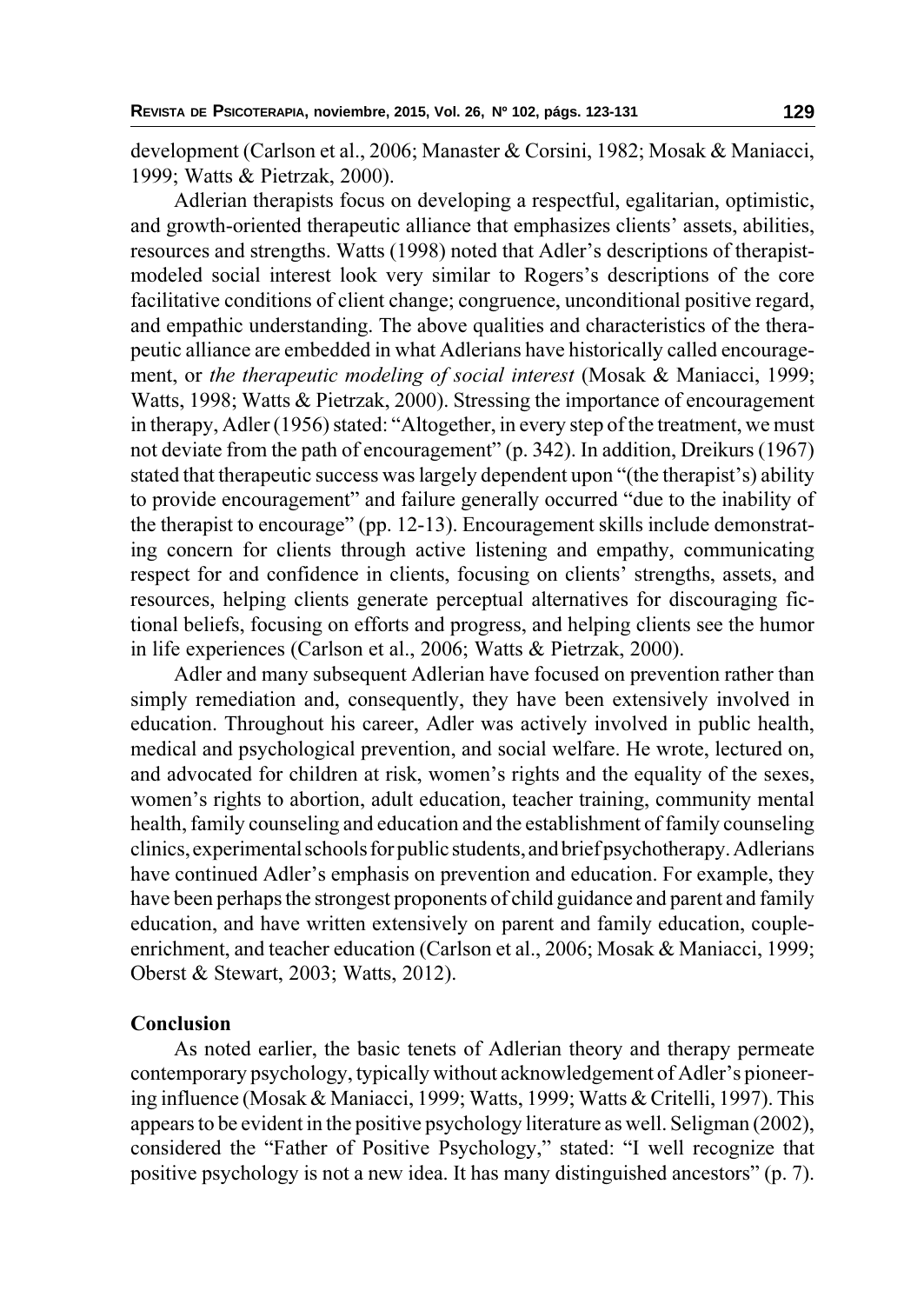development (Carlson et al., 2006; Manaster & Corsini, 1982; Mosak & Maniacci, 1999; Watts & Pietrzak, 2000).

Adlerian therapists focus on developing a respectful, egalitarian, optimistic, and growth-oriented therapeutic alliance that emphasizes clients' assets, abilities, resources and strengths. Watts (1998) noted that Adler's descriptions of therapist-modeled social interest look very similar to Rogers's descriptions of the core facilitative conditions of client change; congruence, unconditional positive regard, and empathic understanding. The above qualities and characteristics of the therapeutic alliance are embedded in what Adlerians have historically called encouragement, or *the therapeutic modeling of social interest* (Mosak & Maniacci, 1999; Watts, 1998; Watts & Pietrzak, 2000). Stressing the importance of encouragement in therapy, Adler (1956) stated: "Altogether, in every step of the treatment, we must not deviate from the path of encouragement" (p. 342). In addition, Dreikurs (1967) stated that therapeutic success was largely dependent upon "(the therapist's) ability to provide encouragement" and failure generally occurred "due to the inability of the therapist to encourage" (pp. 12-13). Encouragement skills include demonstrating concern for clients through active listening and empathy, communicating respect for and confidence in clients, focusing on clients' strengths, assets, and resources, helping clients generate perceptual alternatives for discouraging fictional beliefs, focusing on efforts and progress, and helping clients see the humor in life experiences (Carlson et al., 2006; Watts & Pietrzak, 2000).

Adler and many subsequent Adlerian have focused on prevention rather than simply remediation and, consequently, they have been extensively involved in education. Throughout his career, Adler was actively involved in public health, medical and psychological prevention, and social welfare. He wrote, lectured on, and advocated for children at risk, women's rights and the equality of the sexes, women's rights to abortion, adult education, teacher training, community mental health, family counseling and education and the establishment of family counseling clinics, experimental schools for public students, and brief psychotherapy. Adlerians have continued Adler's emphasis on prevention and education. For example, they have been perhaps the strongest proponents of child guidance and parent and family education, and have written extensively on parent and family education, couple-enrichment, and teacher education (Carlson et al., 2006; Mosak & Maniacci, 1999; Oberst & Stewart, 2003; Watts, 2012).

## Conclusion

As noted earlier, the basic tenets of Adlerian theory and therapy permeate contemporary psychology, typically without acknowledgement of Adler's pioneering influence (Mosak & Maniacci, 1999; Watts, 1999; Watts & Critelli, 1997). This appears to be evident in the positive psychology literature as well. Seligman (2002), considered the "Father of Positive Psychology," stated: "I well recognize that positive psychology is not a new idea. It has many distinguished ancestors" (p. 7).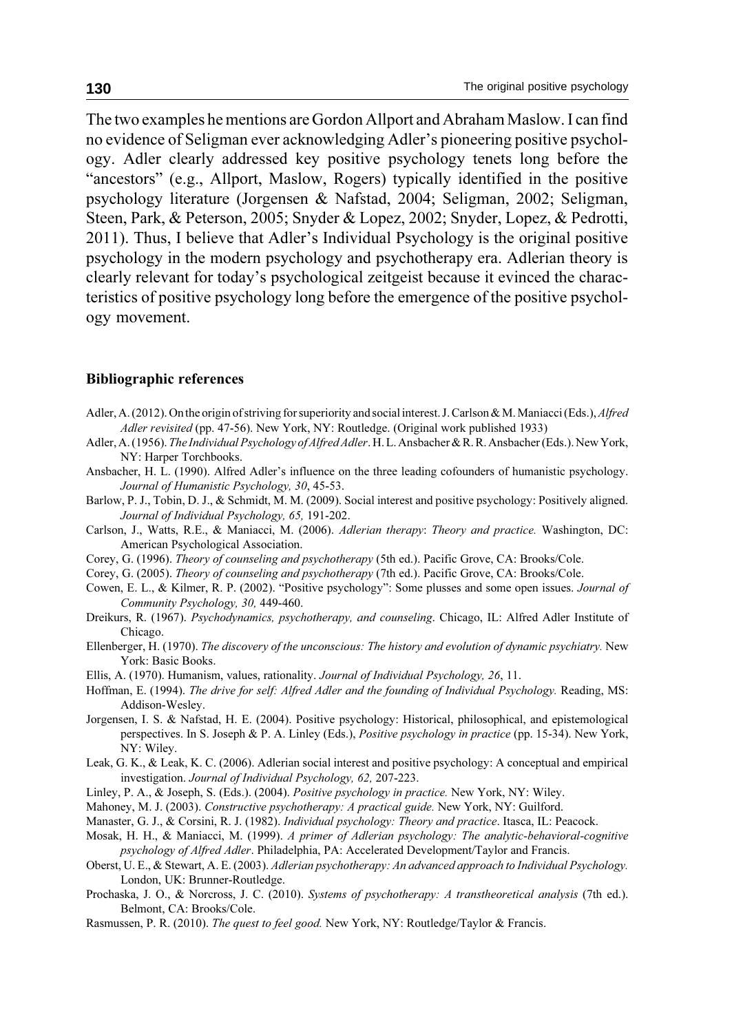The two examples he mentions are Gordon Allport and Abraham Maslow. I can find no evidence of Seligman ever acknowledging Adler's pioneering positive psychology. Adler clearly addressed key positive psychology tenets long before the "ancestors" (e.g., Allport, Maslow, Rogers) typically identified in the positive psychology literature (Jorgensen & Nafstad, 2004; Seligman, 2002; Seligman, Steen, Park, & Peterson, 2005; Snyder & Lopez, 2002; Snyder, Lopez, & Pedrotti, 2011). Thus, I believe that Adler's Individual Psychology is the original positive psychology in the modern psychology and psychotherapy era. Adlerian theory is clearly relevant for today's psychological zeitgeist because it evinced the characteristics of positive psychology long before the emergence of the positive psychology movement.

### Bibliographic references

Adler, A. (2012). On the origin of striving for superiority and social interest. J. Carlson & M. Maniacci (Eds.), *Alfred Adler revisited* (pp. 47-56). New York, NY: Routledge. (Original work published 1933)

Adler, A. (1956). *The Individual Psychology of Alfred Adler*. H. L. Ansbacher & R. R. Ansbacher (Eds.). New York, NY: Harper Torchbooks.

Ansbacher, H. L. (1990). Alfred Adler's influence on the three leading cofounders of humanistic psychology. *Journal of Humanistic Psychology, 30*, 45-53.

Barlow, P. J., Tobin, D. J., & Schmidt, M. M. (2009). Social interest and positive psychology: Positively aligned. *Journal of Individual Psychology, 65,* 191-202.

Carlson, J., Watts, R.E., & Maniacci, M. (2006). *Adlerian therapy: Theory and practice.* Washington, DC: American Psychological Association.

Corey, G. (1996). *Theory of counseling and psychotherapy* (5th ed.). Pacific Grove, CA: Brooks/Cole.

Corey, G. (2005). *Theory of counseling and psychotherapy* (7th ed.). Pacific Grove, CA: Brooks/Cole.

Cowen, E. L., & Kilmer, R. P. (2002). "Positive psychology": Some plusses and some open issues. *Journal of Community Psychology, 30,* 449-460.

Dreikurs, R. (1967). *Psychodynamics, psychotherapy, and counseling*. Chicago, IL: Alfred Adler Institute of Chicago.

Ellenberger, H. (1970). *The discovery of the unconscious: The history and evolution of dynamic psychiatry.* New York: Basic Books.

Ellis, A. (1970). Humanism, values, rationality. *Journal of Individual Psychology, 26*, 11.

Hoffman, E. (1994). *The drive for self: Alfred Adler and the founding of Individual Psychology.* Reading, MS: Addison-Wesley.

Jorgensen, I. S. & Nafstad, H. E. (2004). Positive psychology: Historical, philosophical, and epistemological perspectives. In S. Joseph & P. A. Linley (Eds.), *Positive psychology in practice* (pp. 15-34). New York, NY: Wiley.

Leak, G. K., & Leak, K. C. (2006). Adlerian social interest and positive psychology: A conceptual and empirical investigation. *Journal of Individual Psychology, 62,* 207-223.

Linley, P. A., & Joseph, S. (Eds.). (2004). *Positive psychology in practice.* New York, NY: Wiley.

Mahoney, M. J. (2003). *Constructive psychotherapy: A practical guide.* New York, NY: Guilford.

Manaster, G. J., & Corsini, R. J. (1982). *Individual psychology: Theory and practice*. Itasca, IL: Peacock.

Mosak, H. H., & Maniacci, M. (1999). *A primer of Adlerian psychology: The analytic-behavioral-cognitive psychology of Alfred Adler*. Philadelphia, PA: Accelerated Development/Taylor and Francis.

Oberst, U. E., & Stewart, A. E. (2003). *Adlerian psychotherapy: An advanced approach to Individual Psychology.* London, UK: Brunner-Routledge.

Prochaska, J. O., & Norcross, J. C. (2010). *Systems of psychotherapy: A transtheoretical analysis* (7th ed.). Belmont, CA: Brooks/Cole.

Rasmussen, P. R. (2010). *The quest to feel good.* New York, NY: Routledge/Taylor & Francis.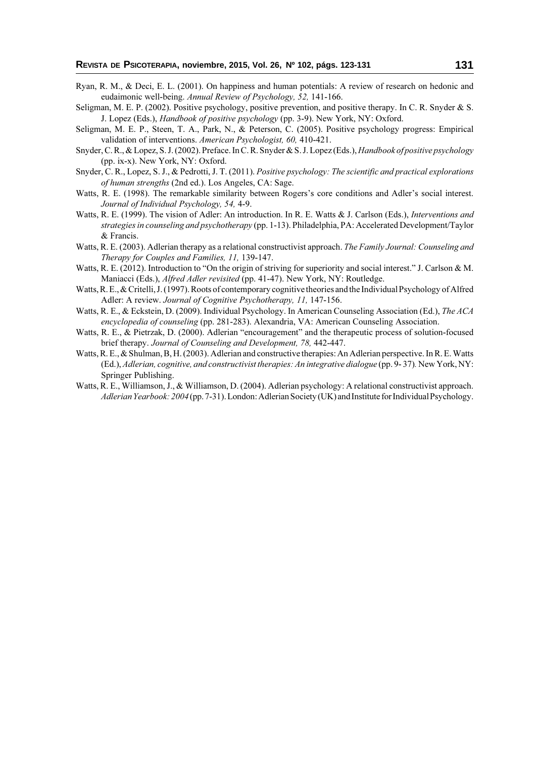Ryan, R. M., & Deci, E. L. (2001). On happiness and human potentials: A review of research on hedonic and eudaimonic well-being. *Annual Review of Psychology, 52,* 141-166.

Seligman, M. E. P. (2002). Positive psychology, positive prevention, and positive therapy. In C. R. Snyder & S. J. Lopez (Eds.), *Handbook of positive psychology* (pp. 3-9). New York, NY: Oxford.

Seligman, M. E. P., Steen, T. A., Park, N., & Peterson, C. (2005). Positive psychology progress: Empirical validation of interventions. *American Psychologist, 60,* 410-421.

Snyder, C. R., & Lopez, S. J. (2002). Preface. In C. R. Snyder & S. J. Lopez (Eds.), *Handbook of positive psychology* (pp. ix-x). New York, NY: Oxford.

Snyder, C. R., Lopez, S. J., & Pedrotti, J. T. (2011). *Positive psychology: The scientific and practical explorations of human strengths* (2nd ed.). Los Angeles, CA: Sage.

Watts, R. E. (1998). The remarkable similarity between Rogers's core conditions and Adler's social interest. *Journal of Individual Psychology, 54,* 4-9.

Watts, R. E. (1999). The vision of Adler: An introduction. In R. E. Watts & J. Carlson (Eds.), *Interventions and strategies in counseling and psychotherapy* (pp. 1-13). Philadelphia, PA: Accelerated Development/Taylor & Francis.

Watts, R. E. (2003). Adlerian therapy as a relational constructivist approach. *The Family Journal: Counseling and Therapy for Couples and Families, 11,* 139-147.

Watts, R. E. (2012). Introduction to "On the origin of striving for superiority and social interest." J. Carlson & M. Maniacci (Eds.), *Alfred Adler revisited* (pp. 41-47). New York, NY: Routledge.

Watts, R. E., & Critelli, J. (1997). Roots of contemporary cognitive theories and the Individual Psychology of Alfred Adler: A review. *Journal of Cognitive Psychotherapy, 11,* 147-156.

Watts, R. E., & Eckstein, D. (2009). Individual Psychology. In American Counseling Association (Ed.), *The ACA encyclopedia of counseling* (pp. 281-283). Alexandria, VA: American Counseling Association.

Watts, R. E., & Pietrzak, D. (2000). Adlerian "encouragement" and the therapeutic process of solution-focused brief therapy. *Journal of Counseling and Development, 78,* 442-447.

Watts, R. E., & Shulman, B, H. (2003). Adlerian and constructive therapies: An Adlerian perspective. In R. E. Watts (Ed.), *Adlerian, cognitive, and constructivist therapies: An integrative dialogue* (pp. 9- 37). New York, NY: Springer Publishing.

Watts, R. E., Williamson, J., & Williamson, D. (2004). Adlerian psychology: A relational constructivist approach. *Adlerian Yearbook: 2004* (pp. 7-31). London: Adlerian Society (UK) and Institute for Individual Psychology.